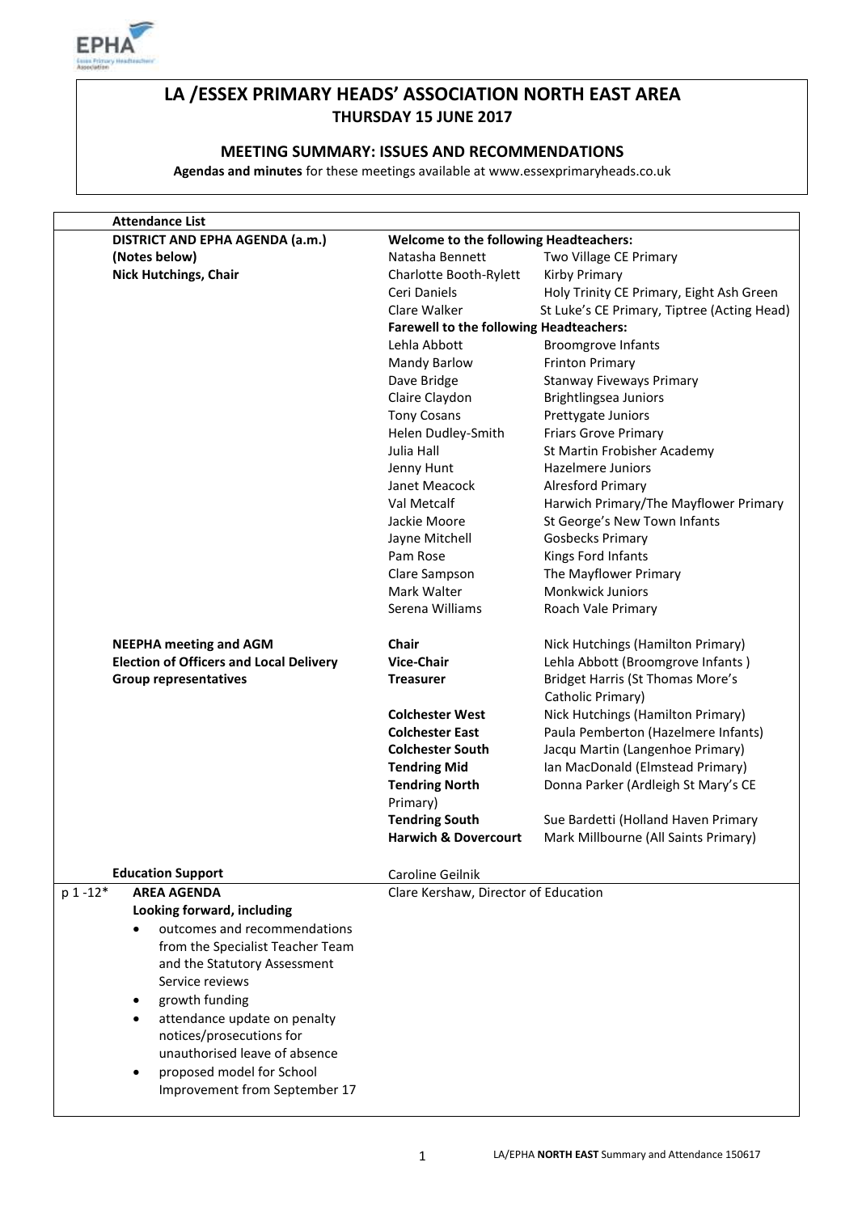# LA /ESSEX PRIMARY HEADS' ASSOCIATION NORTH EAST AREA

**THURSDAY 15 JUNE 2017**

## MEETING SUMMARY: ISSUES AND RECOMMENDATIONS

**Agendas and minutes** for these meetings available at www.essexprimaryheads.co.uk

| | **Attendance List** | | |
|---|---|---|---|
| | **DISTRICT AND EPHA AGENDA (a.m.) (Notes below)** | **Welcome to the following Headteachers:** | |
| | **Nick Hutchings, Chair** | Natasha Bennett | Two Village CE Primary |
| | | Charlotte Booth-Rylett | Kirby Primary |
| | | Ceri Daniels | Holy Trinity CE Primary, Eight Ash Green |
| | | Clare Walker | St Luke's CE Primary, Tiptree (Acting Head) |
| | | **Farewell to the following Headteachers:** | |
| | | Lehla Abbott | Broomgrove Infants |
| | | Mandy Barlow | Frinton Primary |
| | | Dave Bridge | Stanway Fiveways Primary |
| | | Claire Claydon | Brightlingsea Juniors |
| | | Tony Cosans | Prettygate Juniors |
| | | Helen Dudley-Smith | Friars Grove Primary |
| | | Julia Hall | St Martin Frobisher Academy |
| | | Jenny Hunt | Hazelmere Juniors |
| | | Janet Meacock | Alresford Primary |
| | | Val Metcalf | Harwich Primary/The Mayflower Primary |
| | | Jackie Moore | St George's New Town Infants |
| | | Jayne Mitchell | Gosbecks Primary |
| | | Pam Rose | Kings Ford Infants |
| | | Clare Sampson | The Mayflower Primary |
| | | Mark Walter | Monkwick Juniors |
| | | Serena Williams | Roach Vale Primary |
| | **NEEPHA meeting and AGM** | **Chair** | Nick Hutchings (Hamilton Primary) |
| | **Election of Officers and Local Delivery Group representatives** | **Vice-Chair** | Lehla Abbott (Broomgrove Infants ) |
| | | **Treasurer** | Bridget Harris (St Thomas More's Catholic Primary) |
| | | **Colchester West** | Nick Hutchings (Hamilton Primary) |
| | | **Colchester East** | Paula Pemberton (Hazelmere Infants) |
| | | **Colchester South** | Jacqu Martin (Langenhoe Primary) |
| | | **Tendring Mid** | Ian MacDonald (Elmstead Primary) |
| | | **Tendring North** | Donna Parker (Ardleigh St Mary's CE Primary) |
| | | **Tendring South** | Sue Bardetti (Holland Haven Primary |
| | | **Harwich & Dovercourt** | Mark Millbourne (All Saints Primary) |
| | **Education Support** | Caroline Geilnik | |
| p 1 -12* | **AREA AGENDA** | Clare Kershaw, Director of Education | |
| | **Looking forward, including** <br>• outcomes and recommendations from the Specialist Teacher Team and the Statutory Assessment Service reviews <br>• growth funding <br>• attendance update on penalty notices/prosecutions for unauthorised leave of absence <br>• proposed model for School Improvement from September 17 | | |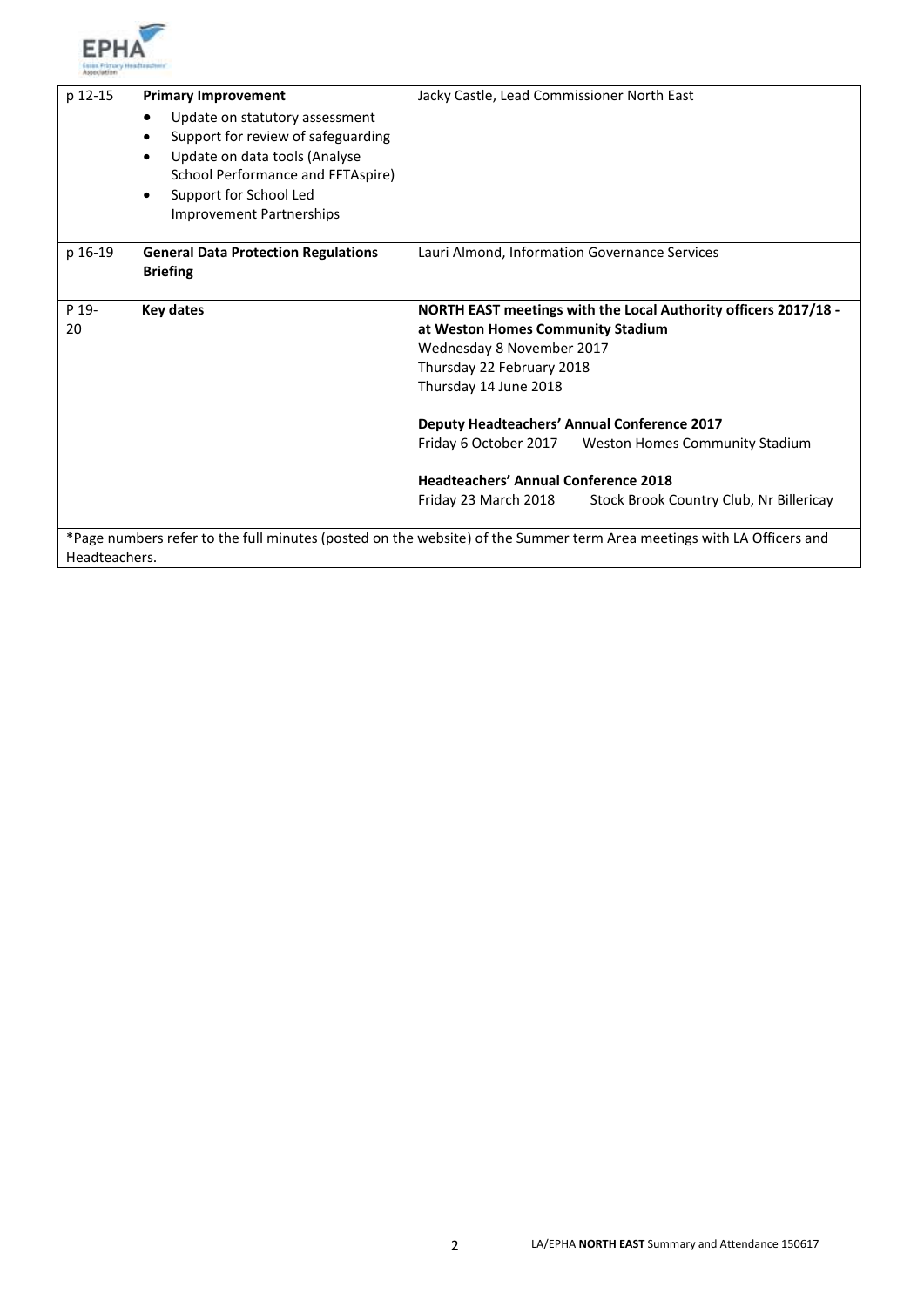| | | |
|---|---|---|
| p 12-15 | **Primary Improvement**<br>• Update on statutory assessment<br>• Support for review of safeguarding<br>• Update on data tools (Analyse School Performance and FFTAspire)<br>• Support for School Led Improvement Partnerships | Jacky Castle, Lead Commissioner North East |
| p 16-19 | **General Data Protection Regulations Briefing** | Lauri Almond, Information Governance Services |
| P 19-20 | **Key dates** | **NORTH EAST meetings with the Local Authority officers 2017/18 - at Weston Homes Community Stadium**<br>Wednesday 8 November 2017<br>Thursday 22 February 2018<br>Thursday 14 June 2018<br><br>**Deputy Headteachers' Annual Conference 2017**<br>Friday 6 October 2017 Weston Homes Community Stadium<br><br>**Headteachers' Annual Conference 2018**<br>Friday 23 March 2018 Stock Brook Country Club, Nr Billericay |
| *Page numbers refer to the full minutes (posted on the website) of the Summer term Area meetings with LA Officers and Headteachers. | | |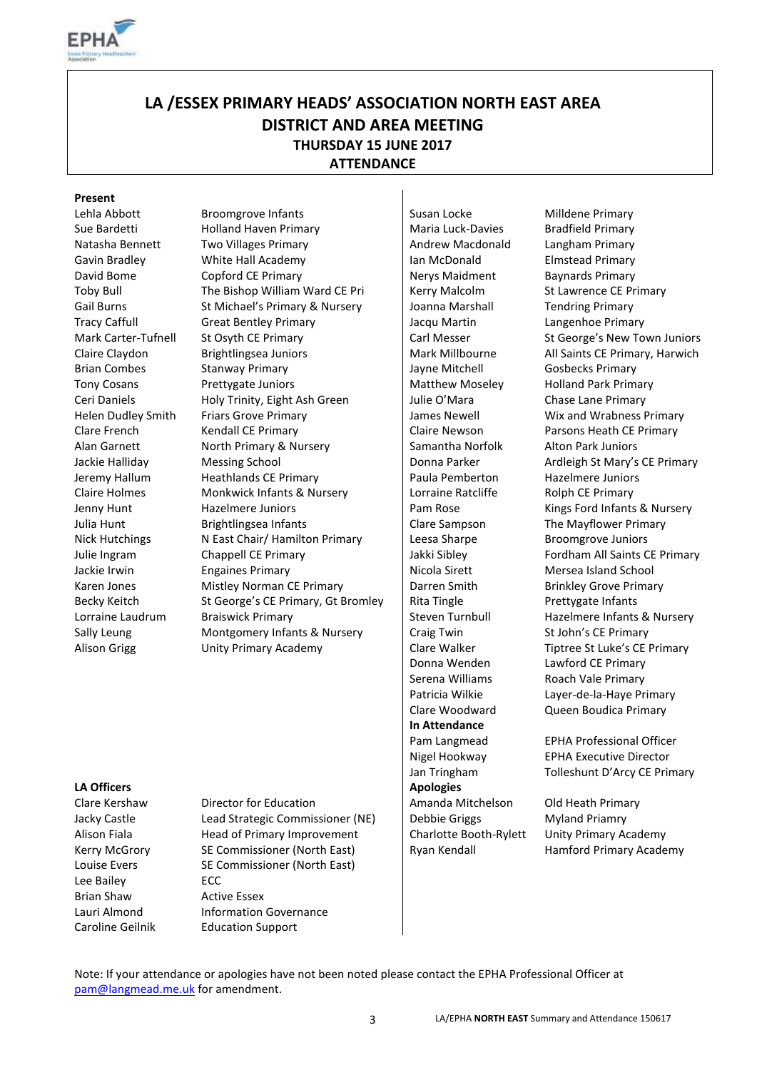# LA /ESSEX PRIMARY HEADS' ASSOCIATION NORTH EAST AREA DISTRICT AND AREA MEETING

## THURSDAY 15 JUNE 2017

## ATTENDANCE

**Present**

| | |
|---|---|
| Lehla Abbott | Broomgrove Infants |
| Sue Bardetti | Holland Haven Primary |
| Natasha Bennett | Two Villages Primary |
| Gavin Bradley | White Hall Academy |
| David Bome | Copford CE Primary |
| Toby Bull | The Bishop William Ward CE Pri |
| Gail Burns | St Michael's Primary & Nursery |
| Tracy Caffull | Great Bentley Primary |
| Mark Carter-Tufnell | St Osyth CE Primary |
| Claire Claydon | Brightlingsea Juniors |
| Brian Combes | Stanway Primary |
| Tony Cosans | Prettygate Juniors |
| Ceri Daniels | Holy Trinity, Eight Ash Green |
| Helen Dudley Smith | Friars Grove Primary |
| Clare French | Kendall CE Primary |
| Alan Garnett | North Primary & Nursery |
| Jackie Halliday | Messing School |
| Jeremy Hallum | Heathlands CE Primary |
| Claire Holmes | Monkwick Infants & Nursery |
| Jenny Hunt | Hazelmere Juniors |
| Julia Hunt | Brightlingsea Infants |
| Nick Hutchings | N East Chair/ Hamilton Primary |
| Julie Ingram | Chappell CE Primary |
| Jackie Irwin | Engaines Primary |
| Karen Jones | Mistley Norman CE Primary |
| Becky Keitch | St George's CE Primary, Gt Bromley |
| Lorraine Laudrum | Braiswick Primary |
| Sally Leung | Montgomery Infants & Nursery |
| Alison Grigg | Unity Primary Academy |
| Susan Locke | Milldene Primary |
| Maria Luck-Davies | Bradfield Primary |
| Andrew Macdonald | Langham Primary |
| Ian McDonald | Elmstead Primary |
| Nerys Maidment | Baynards Primary |
| Kerry Malcolm | St Lawrence CE Primary |
| Joanna Marshall | Tendring Primary |
| Jacqu Martin | Langenhoe Primary |
| Carl Messer | St George's New Town Juniors |
| Mark Millbourne | All Saints CE Primary, Harwich |
| Jayne Mitchell | Gosbecks Primary |
| Matthew Moseley | Holland Park Primary |
| Julie O'Mara | Chase Lane Primary |
| James Newell | Wix and Wrabness Primary |
| Claire Newson | Parsons Heath CE Primary |
| Samantha Norfolk | Alton Park Juniors |
| Donna Parker | Ardleigh St Mary's CE Primary |
| Paula Pemberton | Hazelmere Juniors |
| Lorraine Ratcliffe | Rolph CE Primary |
| Pam Rose | Kings Ford Infants & Nursery |
| Clare Sampson | The Mayflower Primary |
| Leesa Sharpe | Broomgrove Juniors |
| Jakki Sibley | Fordham All Saints CE Primary |
| Nicola Sirett | Mersea Island School |
| Darren Smith | Brinkley Grove Primary |
| Rita Tingle | Prettygate Infants |
| Steven Turnbull | Hazelmere Infants & Nursery |
| Craig Twin | St John's CE Primary |
| Clare Walker | Tiptree St Luke's CE Primary |
| Donna Wenden | Lawford CE Primary |
| Serena Williams | Roach Vale Primary |
| Patricia Wilkie | Layer-de-la-Haye Primary |
| Clare Woodward | Queen Boudica Primary |

**In Attendance**

| | |
|---|---|
| Pam Langmead | EPHA Professional Officer |
| Nigel Hookway | EPHA Executive Director |
| Jan Tringham | Tolleshunt D'Arcy CE Primary |

**Apologies**

| | |
|---|---|
| Amanda Mitchelson | Old Heath Primary |
| Debbie Griggs | Myland Priamry |
| Charlotte Booth-Rylett | Unity Primary Academy |
| Ryan Kendall | Hamford Primary Academy |

**LA Officers**

| | |
|---|---|
| Clare Kershaw | Director for Education |
| Jacky Castle | Lead Strategic Commissioner (NE) |
| Alison Fiala | Head of Primary Improvement |
| Kerry McGrory | SE Commissioner (North East) |
| Louise Evers | SE Commissioner (North East) |
| Lee Bailey | ECC |
| Brian Shaw | Active Essex |
| Lauri Almond | Information Governance |
| Caroline Geilnik | Education Support |

Note: If your attendance or apologies have not been noted please contact the EPHA Professional Officer at pam@langmead.me.uk for amendment.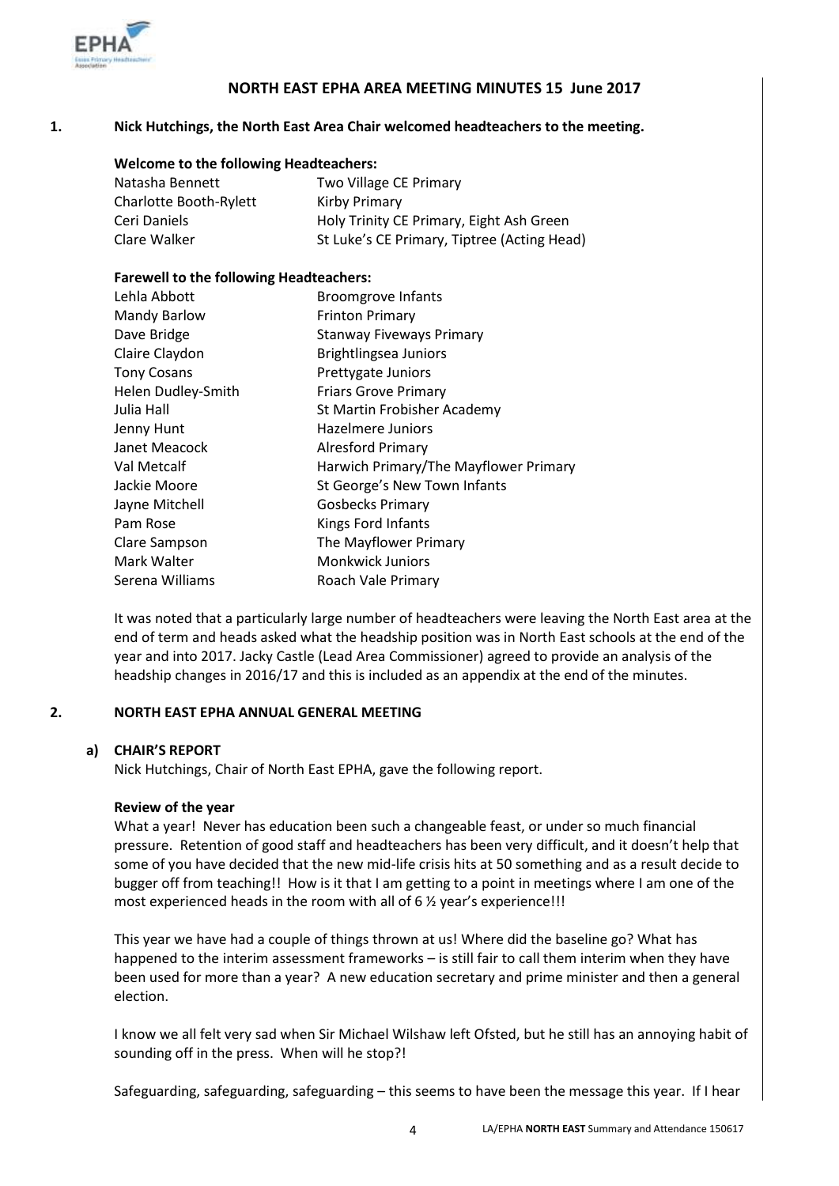## NORTH EAST EPHA AREA MEETING MINUTES 15 June 2017

### 1. Nick Hutchings, the North East Area Chair welcomed headteachers to the meeting.

**Welcome to the following Headteachers:**

| | |
|---|---|
| Natasha Bennett | Two Village CE Primary |
| Charlotte Booth-Rylett | Kirby Primary |
| Ceri Daniels | Holy Trinity CE Primary, Eight Ash Green |
| Clare Walker | St Luke's CE Primary, Tiptree (Acting Head) |

**Farewell to the following Headteachers:**

| | |
|---|---|
| Lehla Abbott | Broomgrove Infants |
| Mandy Barlow | Frinton Primary |
| Dave Bridge | Stanway Fiveways Primary |
| Claire Claydon | Brightlingsea Juniors |
| Tony Cosans | Prettygate Juniors |
| Helen Dudley-Smith | Friars Grove Primary |
| Julia Hall | St Martin Frobisher Academy |
| Jenny Hunt | Hazelmere Juniors |
| Janet Meacock | Alresford Primary |
| Val Metcalf | Harwich Primary/The Mayflower Primary |
| Jackie Moore | St George's New Town Infants |
| Jayne Mitchell | Gosbecks Primary |
| Pam Rose | Kings Ford Infants |
| Clare Sampson | The Mayflower Primary |
| Mark Walter | Monkwick Juniors |
| Serena Williams | Roach Vale Primary |

It was noted that a particularly large number of headteachers were leaving the North East area at the end of term and heads asked what the headship position was in North East schools at the end of the year and into 2017. Jacky Castle (Lead Area Commissioner) agreed to provide an analysis of the headship changes in 2016/17 and this is included as an appendix at the end of the minutes.

### 2. NORTH EAST EPHA ANNUAL GENERAL MEETING

#### a) CHAIR'S REPORT

Nick Hutchings, Chair of North East EPHA, gave the following report.

**Review of the year**

What a year! Never has education been such a changeable feast, or under so much financial pressure. Retention of good staff and headteachers has been very difficult, and it doesn't help that some of you have decided that the new mid-life crisis hits at 50 something and as a result decide to bugger off from teaching!! How is it that I am getting to a point in meetings where I am one of the most experienced heads in the room with all of 6 ½ year's experience!!!

This year we have had a couple of things thrown at us! Where did the baseline go? What has happened to the interim assessment frameworks – is still fair to call them interim when they have been used for more than a year? A new education secretary and prime minister and then a general election.

I know we all felt very sad when Sir Michael Wilshaw left Ofsted, but he still has an annoying habit of sounding off in the press. When will he stop?!

Safeguarding, safeguarding, safeguarding – this seems to have been the message this year. If I hear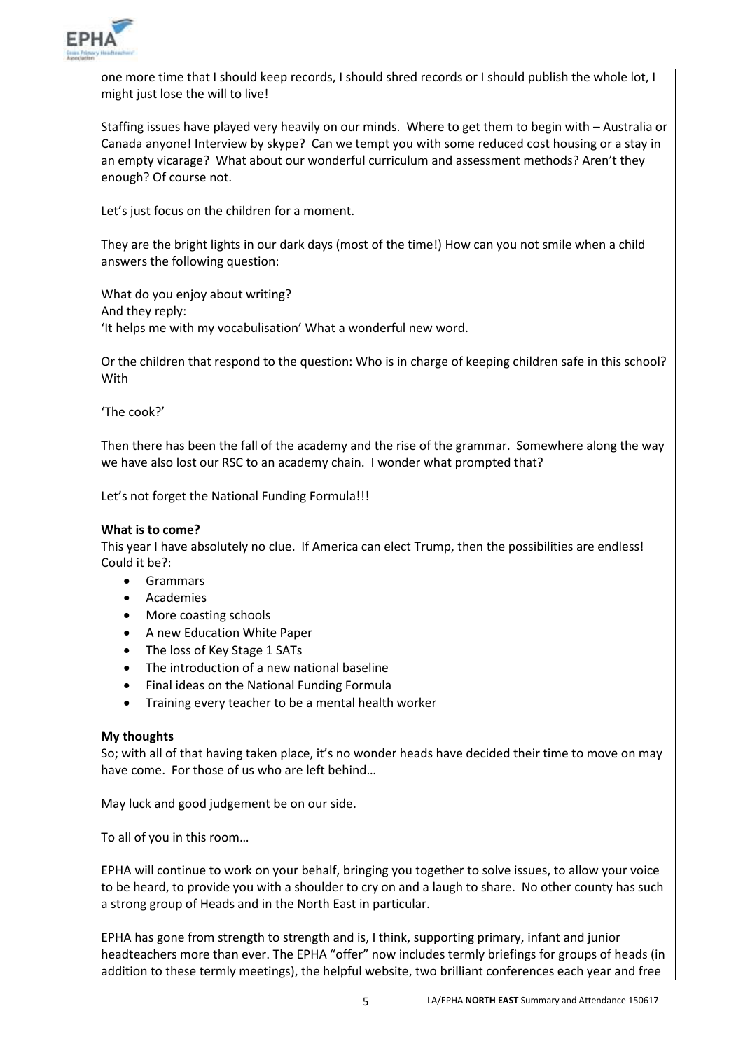one more time that I should keep records, I should shred records or I should publish the whole lot, I might just lose the will to live!

Staffing issues have played very heavily on our minds. Where to get them to begin with – Australia or Canada anyone! Interview by skype? Can we tempt you with some reduced cost housing or a stay in an empty vicarage? What about our wonderful curriculum and assessment methods? Aren't they enough? Of course not.

Let's just focus on the children for a moment.

They are the bright lights in our dark days (most of the time!) How can you not smile when a child answers the following question:

What do you enjoy about writing?
And they reply:
'It helps me with my vocabulisation' What a wonderful new word.

Or the children that respond to the question: Who is in charge of keeping children safe in this school? With

'The cook?'

Then there has been the fall of the academy and the rise of the grammar. Somewhere along the way we have also lost our RSC to an academy chain. I wonder what prompted that?

Let's not forget the National Funding Formula!!!

**What is to come?**
This year I have absolutely no clue. If America can elect Trump, then the possibilities are endless! Could it be?:

- Grammars
- Academies
- More coasting schools
- A new Education White Paper
- The loss of Key Stage 1 SATs
- The introduction of a new national baseline
- Final ideas on the National Funding Formula
- Training every teacher to be a mental health worker

**My thoughts**
So; with all of that having taken place, it's no wonder heads have decided their time to move on may have come. For those of us who are left behind…

May luck and good judgement be on our side.

To all of you in this room…

EPHA will continue to work on your behalf, bringing you together to solve issues, to allow your voice to be heard, to provide you with a shoulder to cry on and a laugh to share. No other county has such a strong group of Heads and in the North East in particular.

EPHA has gone from strength to strength and is, I think, supporting primary, infant and junior headteachers more than ever. The EPHA "offer" now includes termly briefings for groups of heads (in addition to these termly meetings), the helpful website, two brilliant conferences each year and free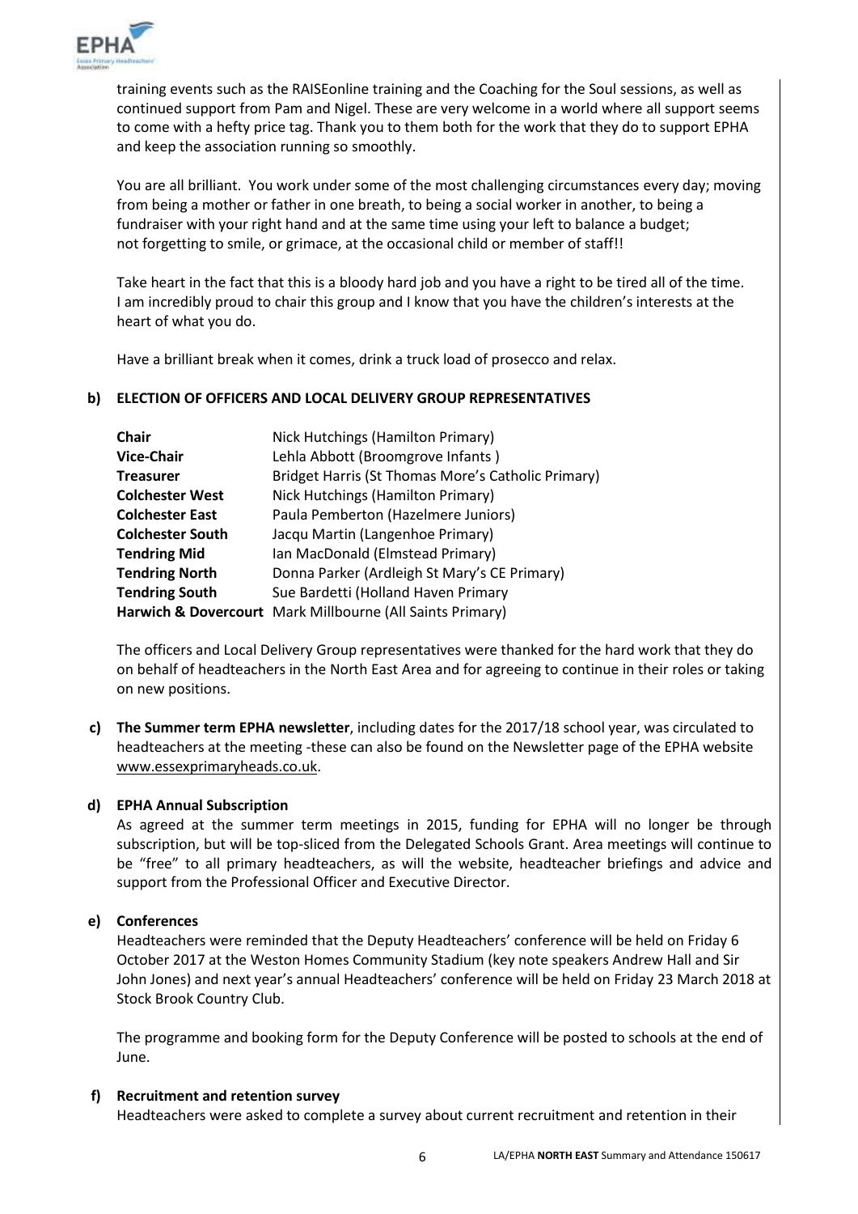training events such as the RAISEonline training and the Coaching for the Soul sessions, as well as continued support from Pam and Nigel. These are very welcome in a world where all support seems to come with a hefty price tag. Thank you to them both for the work that they do to support EPHA and keep the association running so smoothly.

You are all brilliant. You work under some of the most challenging circumstances every day; moving from being a mother or father in one breath, to being a social worker in another, to being a fundraiser with your right hand and at the same time using your left to balance a budget; not forgetting to smile, or grimace, at the occasional child or member of staff!!

Take heart in the fact that this is a bloody hard job and you have a right to be tired all of the time. I am incredibly proud to chair this group and I know that you have the children's interests at the heart of what you do.

Have a brilliant break when it comes, drink a truck load of prosecco and relax.

**b) ELECTION OF OFFICERS AND LOCAL DELIVERY GROUP REPRESENTATIVES**

| | |
|---|---|
| **Chair** | Nick Hutchings (Hamilton Primary) |
| **Vice-Chair** | Lehla Abbott (Broomgrove Infants ) |
| **Treasurer** | Bridget Harris (St Thomas More's Catholic Primary) |
| **Colchester West** | Nick Hutchings (Hamilton Primary) |
| **Colchester East** | Paula Pemberton (Hazelmere Juniors) |
| **Colchester South** | Jacqu Martin (Langenhoe Primary) |
| **Tendring Mid** | Ian MacDonald (Elmstead Primary) |
| **Tendring North** | Donna Parker (Ardleigh St Mary's CE Primary) |
| **Tendring South** | Sue Bardetti (Holland Haven Primary |
| **Harwich & Dovercourt** | Mark Millbourne (All Saints Primary) |

The officers and Local Delivery Group representatives were thanked for the hard work that they do on behalf of headteachers in the North East Area and for agreeing to continue in their roles or taking on new positions.

**c) The Summer term EPHA newsletter**, including dates for the 2017/18 school year, was circulated to headteachers at the meeting -these can also be found on the Newsletter page of the EPHA website www.essexprimaryheads.co.uk.

**d) EPHA Annual Subscription**

As agreed at the summer term meetings in 2015, funding for EPHA will no longer be through subscription, but will be top-sliced from the Delegated Schools Grant. Area meetings will continue to be "free" to all primary headteachers, as will the website, headteacher briefings and advice and support from the Professional Officer and Executive Director.

**e) Conferences**

Headteachers were reminded that the Deputy Headteachers' conference will be held on Friday 6 October 2017 at the Weston Homes Community Stadium (key note speakers Andrew Hall and Sir John Jones) and next year's annual Headteachers' conference will be held on Friday 23 March 2018 at Stock Brook Country Club.

The programme and booking form for the Deputy Conference will be posted to schools at the end of June.

**f) Recruitment and retention survey**

Headteachers were asked to complete a survey about current recruitment and retention in their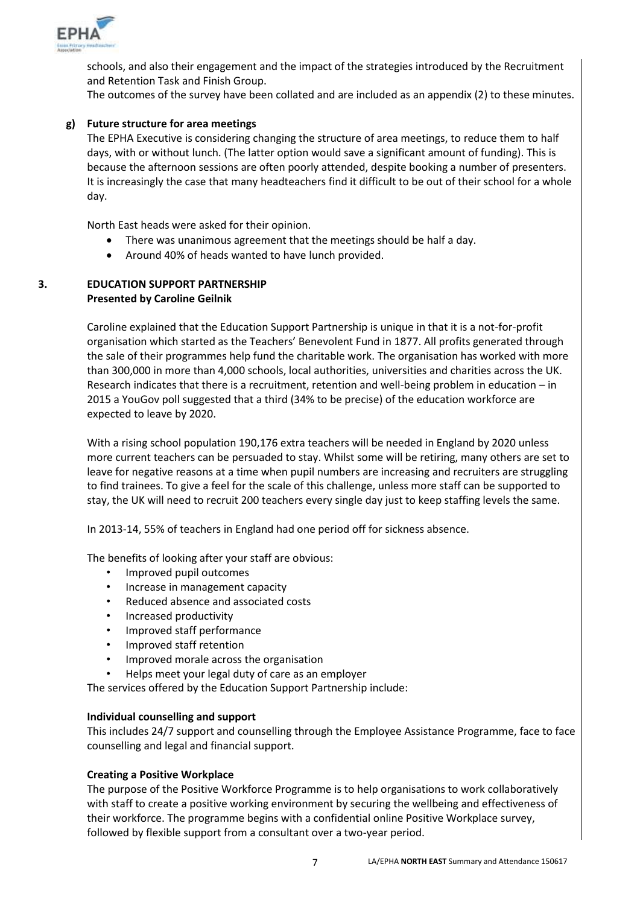schools, and also their engagement and the impact of the strategies introduced by the Recruitment and Retention Task and Finish Group.

The outcomes of the survey have been collated and are included as an appendix (2) to these minutes.

**g) Future structure for area meetings**

The EPHA Executive is considering changing the structure of area meetings, to reduce them to half days, with or without lunch. (The latter option would save a significant amount of funding). This is because the afternoon sessions are often poorly attended, despite booking a number of presenters. It is increasingly the case that many headteachers find it difficult to be out of their school for a whole day.

North East heads were asked for their opinion.

- There was unanimous agreement that the meetings should be half a day.
- Around 40% of heads wanted to have lunch provided.

## 3. EDUCATION SUPPORT PARTNERSHIP

**Presented by Caroline Geilnik**

Caroline explained that the Education Support Partnership is unique in that it is a not-for-profit organisation which started as the Teachers' Benevolent Fund in 1877. All profits generated through the sale of their programmes help fund the charitable work. The organisation has worked with more than 300,000 in more than 4,000 schools, local authorities, universities and charities across the UK. Research indicates that there is a recruitment, retention and well-being problem in education – in 2015 a YouGov poll suggested that a third (34% to be precise) of the education workforce are expected to leave by 2020.

With a rising school population 190,176 extra teachers will be needed in England by 2020 unless more current teachers can be persuaded to stay. Whilst some will be retiring, many others are set to leave for negative reasons at a time when pupil numbers are increasing and recruiters are struggling to find trainees. To give a feel for the scale of this challenge, unless more staff can be supported to stay, the UK will need to recruit 200 teachers every single day just to keep staffing levels the same.

In 2013-14, 55% of teachers in England had one period off for sickness absence.

The benefits of looking after your staff are obvious:

- Improved pupil outcomes
- Increase in management capacity
- Reduced absence and associated costs
- Increased productivity
- Improved staff performance
- Improved staff retention
- Improved morale across the organisation
- Helps meet your legal duty of care as an employer

The services offered by the Education Support Partnership include:

**Individual counselling and support**

This includes 24/7 support and counselling through the Employee Assistance Programme, face to face counselling and legal and financial support.

**Creating a Positive Workplace**

The purpose of the Positive Workforce Programme is to help organisations to work collaboratively with staff to create a positive working environment by securing the wellbeing and effectiveness of their workforce. The programme begins with a confidential online Positive Workplace survey, followed by flexible support from a consultant over a two-year period.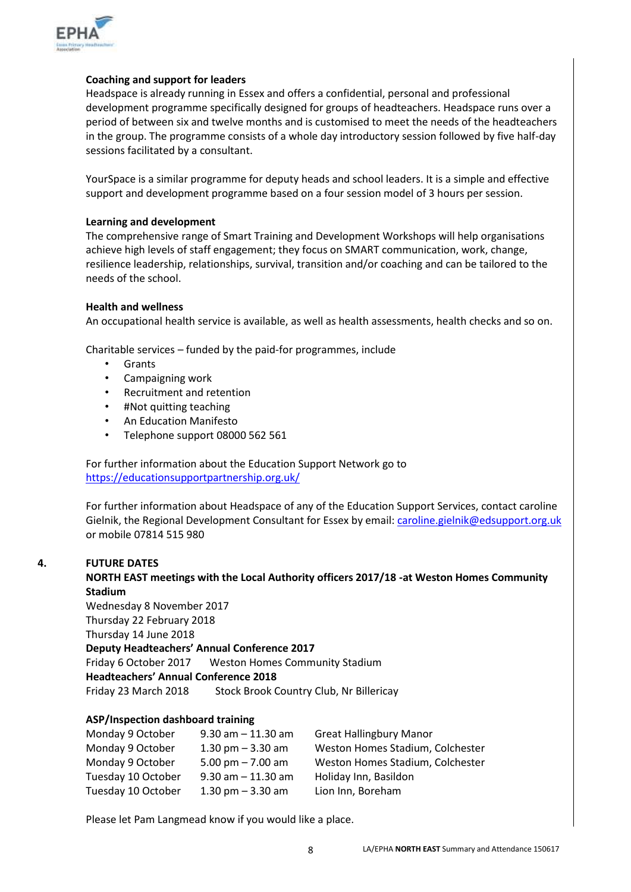**Coaching and support for leaders**

Headspace is already running in Essex and offers a confidential, personal and professional development programme specifically designed for groups of headteachers. Headspace runs over a period of between six and twelve months and is customised to meet the needs of the headteachers in the group. The programme consists of a whole day introductory session followed by five half-day sessions facilitated by a consultant.

YourSpace is a similar programme for deputy heads and school leaders. It is a simple and effective support and development programme based on a four session model of 3 hours per session.

**Learning and development**

The comprehensive range of Smart Training and Development Workshops will help organisations achieve high levels of staff engagement; they focus on SMART communication, work, change, resilience leadership, relationships, survival, transition and/or coaching and can be tailored to the needs of the school.

**Health and wellness**

An occupational health service is available, as well as health assessments, health checks and so on.

Charitable services – funded by the paid-for programmes, include

- Grants
- Campaigning work
- Recruitment and retention
- #Not quitting teaching
- An Education Manifesto
- Telephone support 08000 562 561

For further information about the Education Support Network go to https://educationsupportpartnership.org.uk/

For further information about Headspace of any of the Education Support Services, contact caroline Gielnik, the Regional Development Consultant for Essex by email: caroline.gielnik@edsupport.org.uk or mobile 07814 515 980

## 4. FUTURE DATES

**NORTH EAST meetings with the Local Authority officers 2017/18 -at Weston Homes Community Stadium**

Wednesday 8 November 2017
Thursday 22 February 2018
Thursday 14 June 2018

**Deputy Headteachers' Annual Conference 2017**

Friday 6 October 2017 Weston Homes Community Stadium

**Headteachers' Annual Conference 2018**

Friday 23 March 2018 Stock Brook Country Club, Nr Billericay

**ASP/Inspection dashboard training**

| | | |
|---|---|---|
| Monday 9 October | 9.30 am – 11.30 am | Great Hallingbury Manor |
| Monday 9 October | 1.30 pm – 3.30 am | Weston Homes Stadium, Colchester |
| Monday 9 October | 5.00 pm – 7.00 am | Weston Homes Stadium, Colchester |
| Tuesday 10 October | 9.30 am – 11.30 am | Holiday Inn, Basildon |
| Tuesday 10 October | 1.30 pm – 3.30 am | Lion Inn, Boreham |

Please let Pam Langmead know if you would like a place.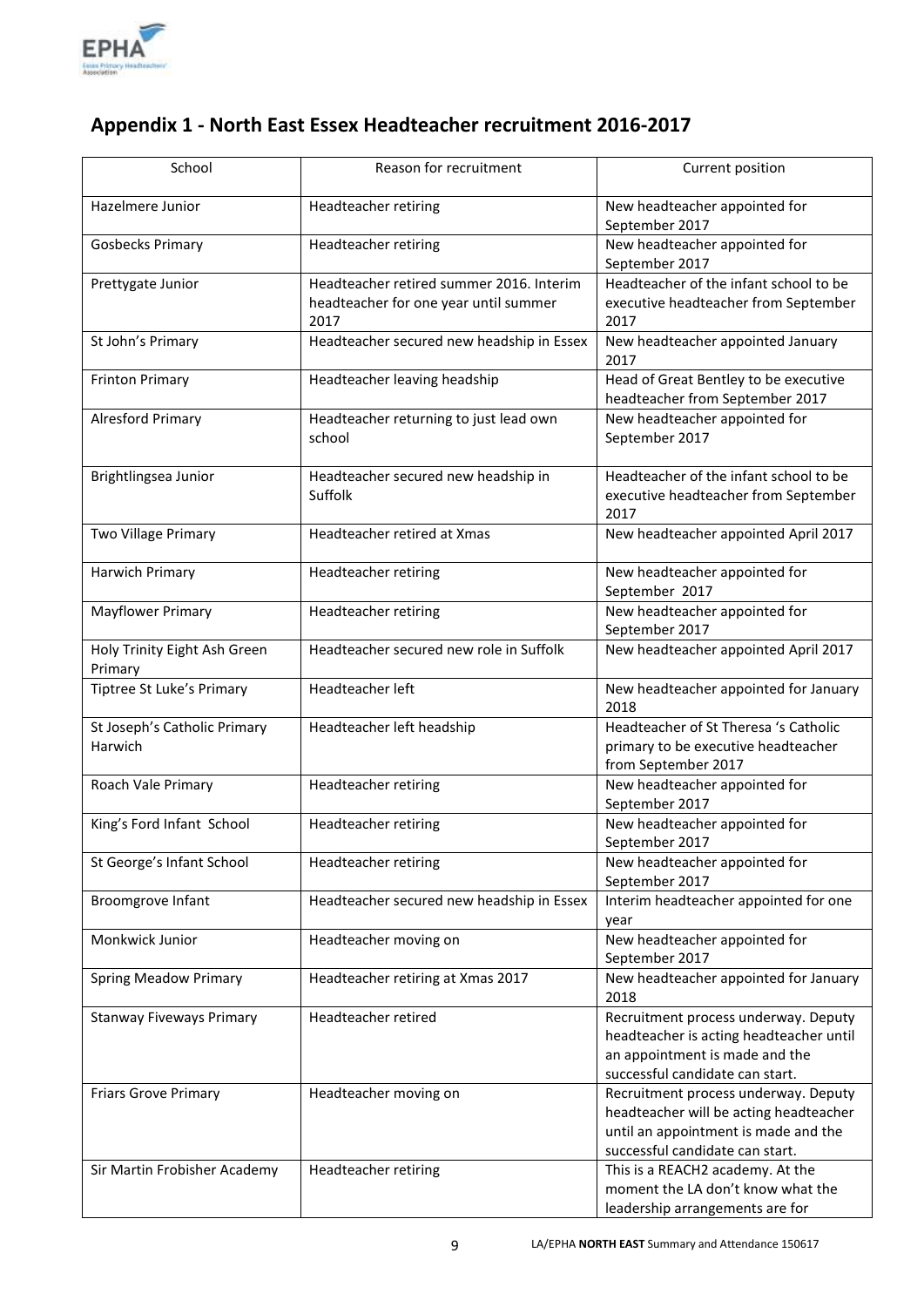## Appendix 1 - North East Essex Headteacher recruitment 2016-2017

| School | Reason for recruitment | Current position |
|---|---|---|
| Hazelmere Junior | Headteacher retiring | New headteacher appointed for September 2017 |
| Gosbecks Primary | Headteacher retiring | New headteacher appointed for September 2017 |
| Prettygate Junior | Headteacher retired summer 2016. Interim headteacher for one year until summer 2017 | Headteacher of the infant school to be executive headteacher from September 2017 |
| St John's Primary | Headteacher secured new headship in Essex | New headteacher appointed January 2017 |
| Frinton Primary | Headteacher leaving headship | Head of Great Bentley to be executive headteacher from September 2017 |
| Alresford Primary | Headteacher returning to just lead own school | New headteacher appointed for September 2017 |
| Brightlingsea Junior | Headteacher secured new headship in Suffolk | Headteacher of the infant school to be executive headteacher from September 2017 |
| Two Village Primary | Headteacher retired at Xmas | New headteacher appointed April 2017 |
| Harwich Primary | Headteacher retiring | New headteacher appointed for September 2017 |
| Mayflower Primary | Headteacher retiring | New headteacher appointed for September 2017 |
| Holy Trinity Eight Ash Green Primary | Headteacher secured new role in Suffolk | New headteacher appointed April 2017 |
| Tiptree St Luke's Primary | Headteacher left | New headteacher appointed for January 2018 |
| St Joseph's Catholic Primary Harwich | Headteacher left headship | Headteacher of St Theresa 's Catholic primary to be executive headteacher from September 2017 |
| Roach Vale Primary | Headteacher retiring | New headteacher appointed for September 2017 |
| King's Ford Infant School | Headteacher retiring | New headteacher appointed for September 2017 |
| St George's Infant School | Headteacher retiring | New headteacher appointed for September 2017 |
| Broomgrove Infant | Headteacher secured new headship in Essex | Interim headteacher appointed for one year |
| Monkwick Junior | Headteacher moving on | New headteacher appointed for September 2017 |
| Spring Meadow Primary | Headteacher retiring at Xmas 2017 | New headteacher appointed for January 2018 |
| Stanway Fiveways Primary | Headteacher retired | Recruitment process underway. Deputy headteacher is acting headteacher until an appointment is made and the successful candidate can start. |
| Friars Grove Primary | Headteacher moving on | Recruitment process underway. Deputy headteacher will be acting headteacher until an appointment is made and the successful candidate can start. |
| Sir Martin Frobisher Academy | Headteacher retiring | This is a REACH2 academy. At the moment the LA don't know what the leadership arrangements are for |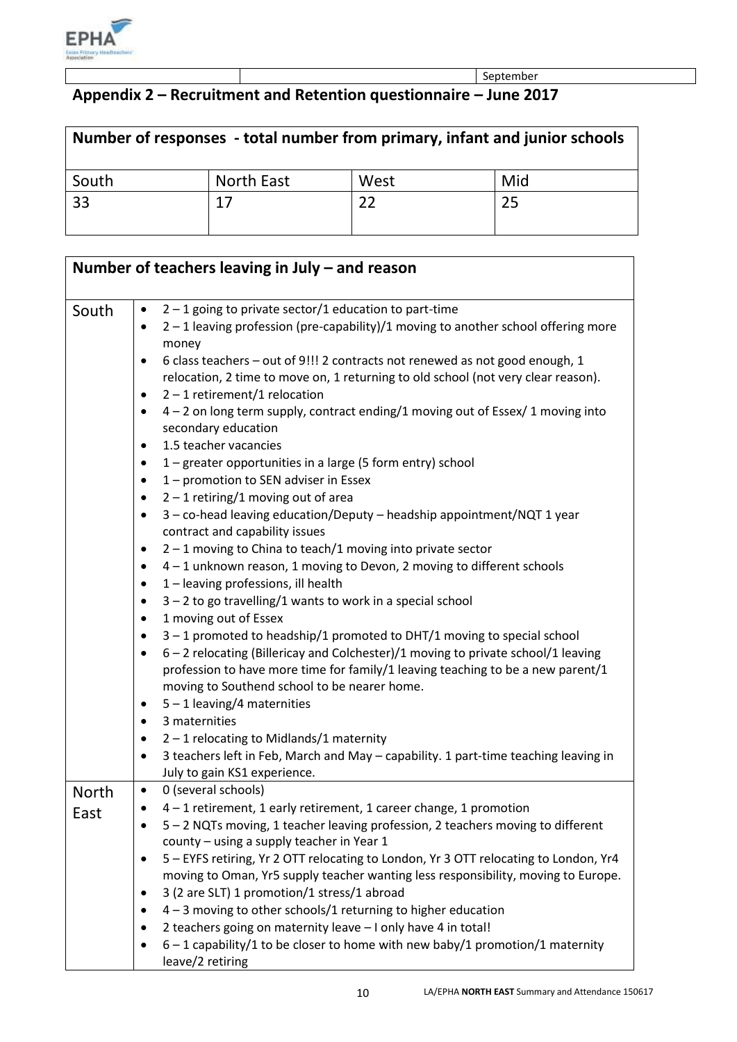| | | September |
|---|---|---|

## Appendix 2 – Recruitment and Retention questionnaire – June 2017

| Number of responses - total number from primary, infant and junior schools | | | |
|---|---|---|---|
| South | North East | West | Mid |
| 33 | 17 | 22 | 25 |

| Number of teachers leaving in July – and reason | |
|---|---|
| South | • 2 – 1 going to private sector/1 education to part-time<br>• 2 – 1 leaving profession (pre-capability)/1 moving to another school offering more money<br>• 6 class teachers – out of 9!!! 2 contracts not renewed as not good enough, 1 relocation, 2 time to move on, 1 returning to old school (not very clear reason).<br>• 2 – 1 retirement/1 relocation<br>• 4 – 2 on long term supply, contract ending/1 moving out of Essex/ 1 moving into secondary education<br>• 1.5 teacher vacancies<br>• 1 – greater opportunities in a large (5 form entry) school<br>• 1 – promotion to SEN adviser in Essex<br>• 2 – 1 retiring/1 moving out of area<br>• 3 – co-head leaving education/Deputy – headship appointment/NQT 1 year contract and capability issues<br>• 2 – 1 moving to China to teach/1 moving into private sector<br>• 4 – 1 unknown reason, 1 moving to Devon, 2 moving to different schools<br>• 1 – leaving professions, ill health<br>• 3 – 2 to go travelling/1 wants to work in a special school<br>• 1 moving out of Essex<br>• 3 – 1 promoted to headship/1 promoted to DHT/1 moving to special school<br>• 6 – 2 relocating (Billericay and Colchester)/1 moving to private school/1 leaving profession to have more time for family/1 leaving teaching to be a new parent/1 moving to Southend school to be nearer home.<br>• 5 – 1 leaving/4 maternities<br>• 3 maternities<br>• 2 – 1 relocating to Midlands/1 maternity<br>• 3 teachers left in Feb, March and May – capability. 1 part-time teaching leaving in July to gain KS1 experience. |
| North East | • 0 (several schools)<br>• 4 – 1 retirement, 1 early retirement, 1 career change, 1 promotion<br>• 5 – 2 NQTs moving, 1 teacher leaving profession, 2 teachers moving to different county – using a supply teacher in Year 1<br>• 5 – EYFS retiring, Yr 2 OTT relocating to London, Yr 3 OTT relocating to London, Yr4 moving to Oman, Yr5 supply teacher wanting less responsibility, moving to Europe.<br>• 3 (2 are SLT) 1 promotion/1 stress/1 abroad<br>• 4 – 3 moving to other schools/1 returning to higher education<br>• 2 teachers going on maternity leave – I only have 4 in total!<br>• 6 – 1 capability/1 to be closer to home with new baby/1 promotion/1 maternity leave/2 retiring |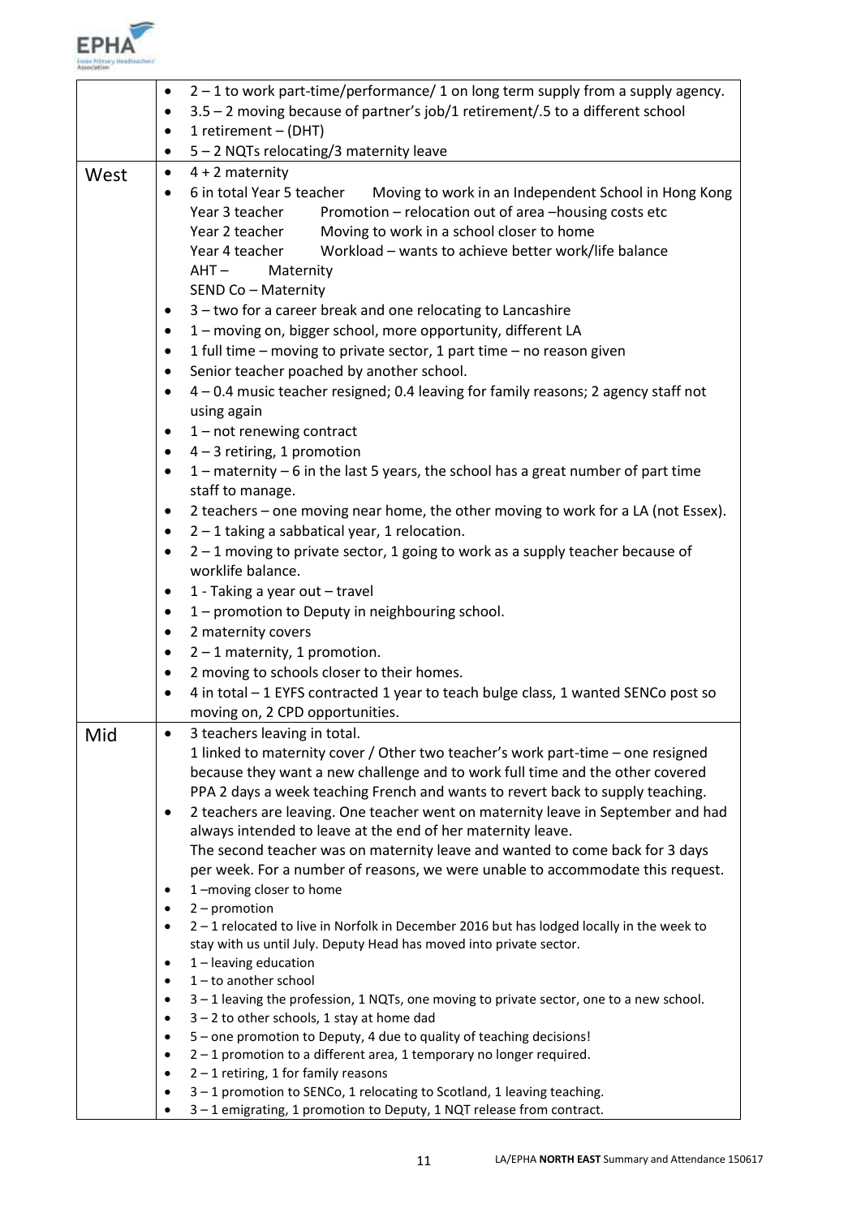| | |
|---|---|
| | • 2 – 1 to work part-time/performance/ 1 on long term supply from a supply agency.<br>• 3.5 – 2 moving because of partner's job/1 retirement/.5 to a different school<br>• 1 retirement – (DHT)<br>• 5 – 2 NQTs relocating/3 maternity leave |
| West | • 4 + 2 maternity<br>• 6 in total Year 5 teacher Moving to work in an Independent School in Hong Kong<br>Year 3 teacher Promotion – relocation out of area –housing costs etc<br>Year 2 teacher Moving to work in a school closer to home<br>Year 4 teacher Workload – wants to achieve better work/life balance<br>AHT – Maternity<br>SEND Co – Maternity<br>• 3 – two for a career break and one relocating to Lancashire<br>• 1 – moving on, bigger school, more opportunity, different LA<br>• 1 full time – moving to private sector, 1 part time – no reason given<br>• Senior teacher poached by another school.<br>• 4 – 0.4 music teacher resigned; 0.4 leaving for family reasons; 2 agency staff not using again<br>• 1 – not renewing contract<br>• 4 – 3 retiring, 1 promotion<br>• 1 – maternity – 6 in the last 5 years, the school has a great number of part time staff to manage.<br>• 2 teachers – one moving near home, the other moving to work for a LA (not Essex).<br>• 2 – 1 taking a sabbatical year, 1 relocation.<br>• 2 – 1 moving to private sector, 1 going to work as a supply teacher because of worklife balance.<br>• 1 - Taking a year out – travel<br>• 1 – promotion to Deputy in neighbouring school.<br>• 2 maternity covers<br>• 2 – 1 maternity, 1 promotion.<br>• 2 moving to schools closer to their homes.<br>• 4 in total – 1 EYFS contracted 1 year to teach bulge class, 1 wanted SENCo post so moving on, 2 CPD opportunities. |
| Mid | • 3 teachers leaving in total.<br>1 linked to maternity cover / Other two teacher's work part-time – one resigned because they want a new challenge and to work full time and the other covered PPA 2 days a week teaching French and wants to revert back to supply teaching.<br>• 2 teachers are leaving. One teacher went on maternity leave in September and had always intended to leave at the end of her maternity leave.<br>The second teacher was on maternity leave and wanted to come back for 3 days per week. For a number of reasons, we were unable to accommodate this request.<br>• 1 –moving closer to home<br>• 2 – promotion<br>• 2 – 1 relocated to live in Norfolk in December 2016 but has lodged locally in the week to stay with us until July. Deputy Head has moved into private sector.<br>• 1 – leaving education<br>• 1 – to another school<br>• 3 – 1 leaving the profession, 1 NQTs, one moving to private sector, one to a new school.<br>• 3 – 2 to other schools, 1 stay at home dad<br>• 5 – one promotion to Deputy, 4 due to quality of teaching decisions!<br>• 2 – 1 promotion to a different area, 1 temporary no longer required.<br>• 2 – 1 retiring, 1 for family reasons<br>• 3 – 1 promotion to SENCo, 1 relocating to Scotland, 1 leaving teaching.<br>• 3 – 1 emigrating, 1 promotion to Deputy, 1 NQT release from contract. |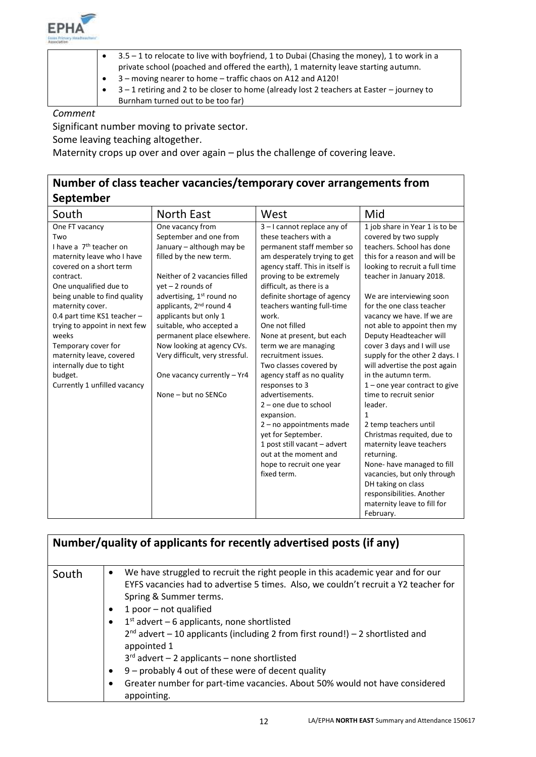| | |
|---|---|
| | • 3.5 – 1 to relocate to live with boyfriend, 1 to Dubai (Chasing the money), 1 to work in a private school (poached and offered the earth), 1 maternity leave starting autumn.<br>• 3 – moving nearer to home – traffic chaos on A12 and A120!<br>• 3 – 1 retiring and 2 to be closer to home (already lost 2 teachers at Easter – journey to Burnham turned out to be too far) |

*Comment*

Significant number moving to private sector.

Some leaving teaching altogether.

Maternity crops up over and over again – plus the challenge of covering leave.

## Number of class teacher vacancies/temporary cover arrangements from September

| South | North East | West | Mid |
|---|---|---|---|
| One FT vacancy<br>Two<br>I have a 7th teacher on maternity leave who I have covered on a short term contract.<br>One unqualified due to being unable to find quality maternity cover.<br>0.4 part time KS1 teacher – trying to appoint in next few weeks<br>Temporary cover for maternity leave, covered internally due to tight budget.<br>Currently 1 unfilled vacancy | One vacancy from September and one from January – although may be filled by the new term.<br><br>Neither of 2 vacancies filled yet – 2 rounds of advertising, 1st round no applicants, 2nd round 4 applicants but only 1 suitable, who accepted a permanent place elsewhere. Now looking at agency CVs. Very difficult, very stressful.<br><br>One vacancy currently – Yr4<br><br>None – but no SENCo | 3 – I cannot replace any of these teachers with a permanent staff member so am desperately trying to get agency staff. This in itself is proving to be extremely difficult, as there is a definite shortage of agency teachers wanting full-time work.<br>One not filled<br>None at present, but each term we are managing recruitment issues.<br>Two classes covered by agency staff as no quality responses to 3 advertisements.<br>2 – one due to school expansion.<br>2 – no appointments made yet for September.<br>1 post still vacant – advert out at the moment and hope to recruit one year fixed term. | 1 job share in Year 1 is to be covered by two supply teachers. School has done this for a reason and will be looking to recruit a full time teacher in January 2018.<br><br>We are interviewing soon for the one class teacher vacancy we have. If we are not able to appoint then my Deputy Headteacher will cover 3 days and I will use supply for the other 2 days. I will advertise the post again in the autumn term.<br>1 – one year contract to give time to recruit senior leader.<br>1<br>2 temp teachers until Christmas requited, due to maternity leave teachers returning.<br>None- have managed to fill vacancies, but only through DH taking on class responsibilities. Another maternity leave to fill for February. |

## Number/quality of applicants for recently advertised posts (if any)

| | |
|---|---|
| South | • We have struggled to recruit the right people in this academic year and for our EYFS vacancies had to advertise 5 times. Also, we couldn't recruit a Y2 teacher for Spring & Summer terms.<br>• 1 poor – not qualified<br>• 1st advert – 6 applicants, none shortlisted<br>2nd advert – 10 applicants (including 2 from first round!) – 2 shortlisted and appointed 1<br>3rd advert – 2 applicants – none shortlisted<br>• 9 – probably 4 out of these were of decent quality<br>• Greater number for part-time vacancies. About 50% would not have considered appointing. |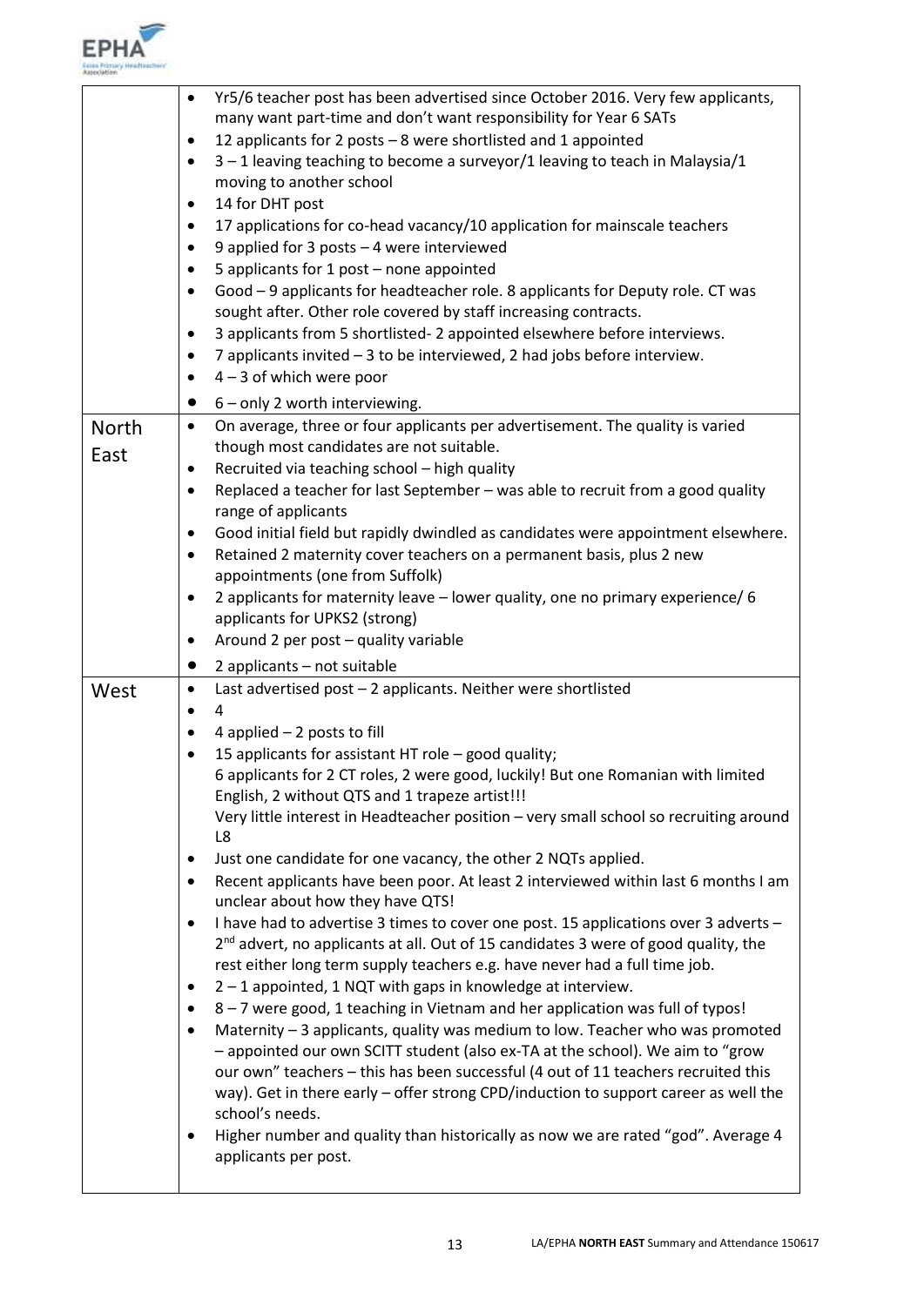| | |
|---|---|
| | • Yr5/6 teacher post has been advertised since October 2016. Very few applicants, many want part-time and don't want responsibility for Year 6 SATs<br>• 12 applicants for 2 posts – 8 were shortlisted and 1 appointed<br>• 3 – 1 leaving teaching to become a surveyor/1 leaving to teach in Malaysia/1 moving to another school<br>• 14 for DHT post<br>• 17 applications for co-head vacancy/10 application for mainscale teachers<br>• 9 applied for 3 posts – 4 were interviewed<br>• 5 applicants for 1 post – none appointed<br>• Good – 9 applicants for headteacher role. 8 applicants for Deputy role. CT was sought after. Other role covered by staff increasing contracts.<br>• 3 applicants from 5 shortlisted- 2 appointed elsewhere before interviews.<br>• 7 applicants invited – 3 to be interviewed, 2 had jobs before interview.<br>• 4 – 3 of which were poor<br>• 6 – only 2 worth interviewing. |
| North East | • On average, three or four applicants per advertisement. The quality is varied though most candidates are not suitable.<br>• Recruited via teaching school – high quality<br>• Replaced a teacher for last September – was able to recruit from a good quality range of applicants<br>• Good initial field but rapidly dwindled as candidates were appointment elsewhere.<br>• Retained 2 maternity cover teachers on a permanent basis, plus 2 new appointments (one from Suffolk)<br>• 2 applicants for maternity leave – lower quality, one no primary experience/ 6 applicants for UPKS2 (strong)<br>• Around 2 per post – quality variable<br>• 2 applicants – not suitable |
| West | • Last advertised post – 2 applicants. Neither were shortlisted<br>• 4<br>• 4 applied – 2 posts to fill<br>• 15 applicants for assistant HT role – good quality;<br>6 applicants for 2 CT roles, 2 were good, luckily! But one Romanian with limited English, 2 without QTS and 1 trapeze artist!!!<br>Very little interest in Headteacher position – very small school so recruiting around L8<br>• Just one candidate for one vacancy, the other 2 NQTs applied.<br>• Recent applicants have been poor. At least 2 interviewed within last 6 months I am unclear about how they have QTS!<br>• I have had to advertise 3 times to cover one post. 15 applications over 3 adverts – 2nd advert, no applicants at all. Out of 15 candidates 3 were of good quality, the rest either long term supply teachers e.g. have never had a full time job.<br>• 2 – 1 appointed, 1 NQT with gaps in knowledge at interview.<br>• 8 – 7 were good, 1 teaching in Vietnam and her application was full of typos!<br>• Maternity – 3 applicants, quality was medium to low. Teacher who was promoted – appointed our own SCITT student (also ex-TA at the school). We aim to "grow our own" teachers – this has been successful (4 out of 11 teachers recruited this way). Get in there early – offer strong CPD/induction to support career as well the school's needs.<br>• Higher number and quality than historically as now we are rated "god". Average 4 applicants per post. |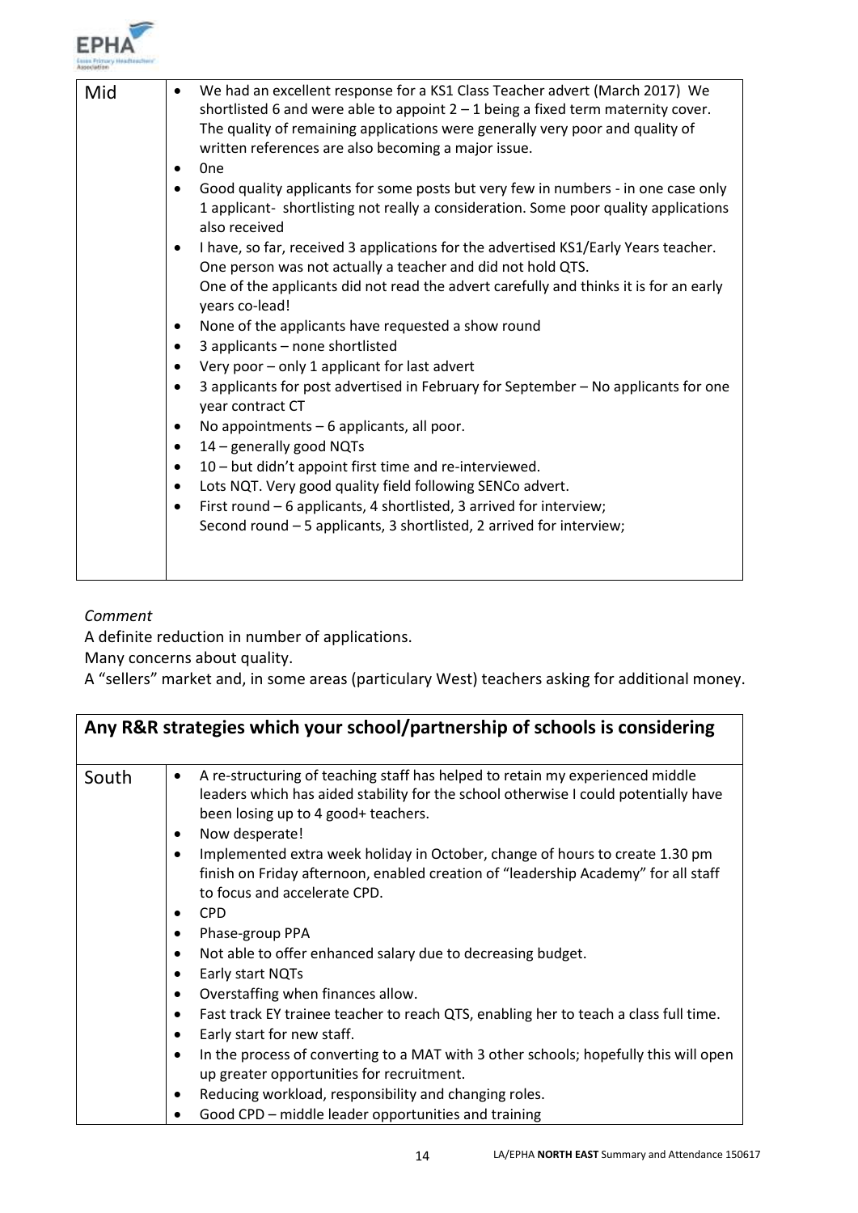| Mid | • We had an excellent response for a KS1 Class Teacher advert (March 2017) We shortlisted 6 and were able to appoint 2 – 1 being a fixed term maternity cover. The quality of remaining applications were generally very poor and quality of written references are also becoming a major issue.<br>• 0ne<br>• Good quality applicants for some posts but very few in numbers - in one case only 1 applicant- shortlisting not really a consideration. Some poor quality applications also received<br>• I have, so far, received 3 applications for the advertised KS1/Early Years teacher. One person was not actually a teacher and did not hold QTS. One of the applicants did not read the advert carefully and thinks it is for an early years co-lead!<br>• None of the applicants have requested a show round<br>• 3 applicants – none shortlisted<br>• Very poor – only 1 applicant for last advert<br>• 3 applicants for post advertised in February for September – No applicants for one year contract CT<br>• No appointments – 6 applicants, all poor.<br>• 14 – generally good NQTs<br>• 10 – but didn't appoint first time and re-interviewed.<br>• Lots NQT. Very good quality field following SENCo advert.<br>• First round – 6 applicants, 4 shortlisted, 3 arrived for interview; Second round – 5 applicants, 3 shortlisted, 2 arrived for interview; |
|---|---|

*Comment*

A definite reduction in number of applications.

Many concerns about quality.

A "sellers" market and, in some areas (particulary West) teachers asking for additional money.

| **Any R&R strategies which your school/partnership of schools is considering** | |
|---|---|
| South | • A re-structuring of teaching staff has helped to retain my experienced middle leaders which has aided stability for the school otherwise I could potentially have been losing up to 4 good+ teachers.<br>• Now desperate!<br>• Implemented extra week holiday in October, change of hours to create 1.30 pm finish on Friday afternoon, enabled creation of "leadership Academy" for all staff to focus and accelerate CPD.<br>• CPD<br>• Phase-group PPA<br>• Not able to offer enhanced salary due to decreasing budget.<br>• Early start NQTs<br>• Overstaffing when finances allow.<br>• Fast track EY trainee teacher to reach QTS, enabling her to teach a class full time.<br>• Early start for new staff.<br>• In the process of converting to a MAT with 3 other schools; hopefully this will open up greater opportunities for recruitment.<br>• Reducing workload, responsibility and changing roles.<br>• Good CPD – middle leader opportunities and training |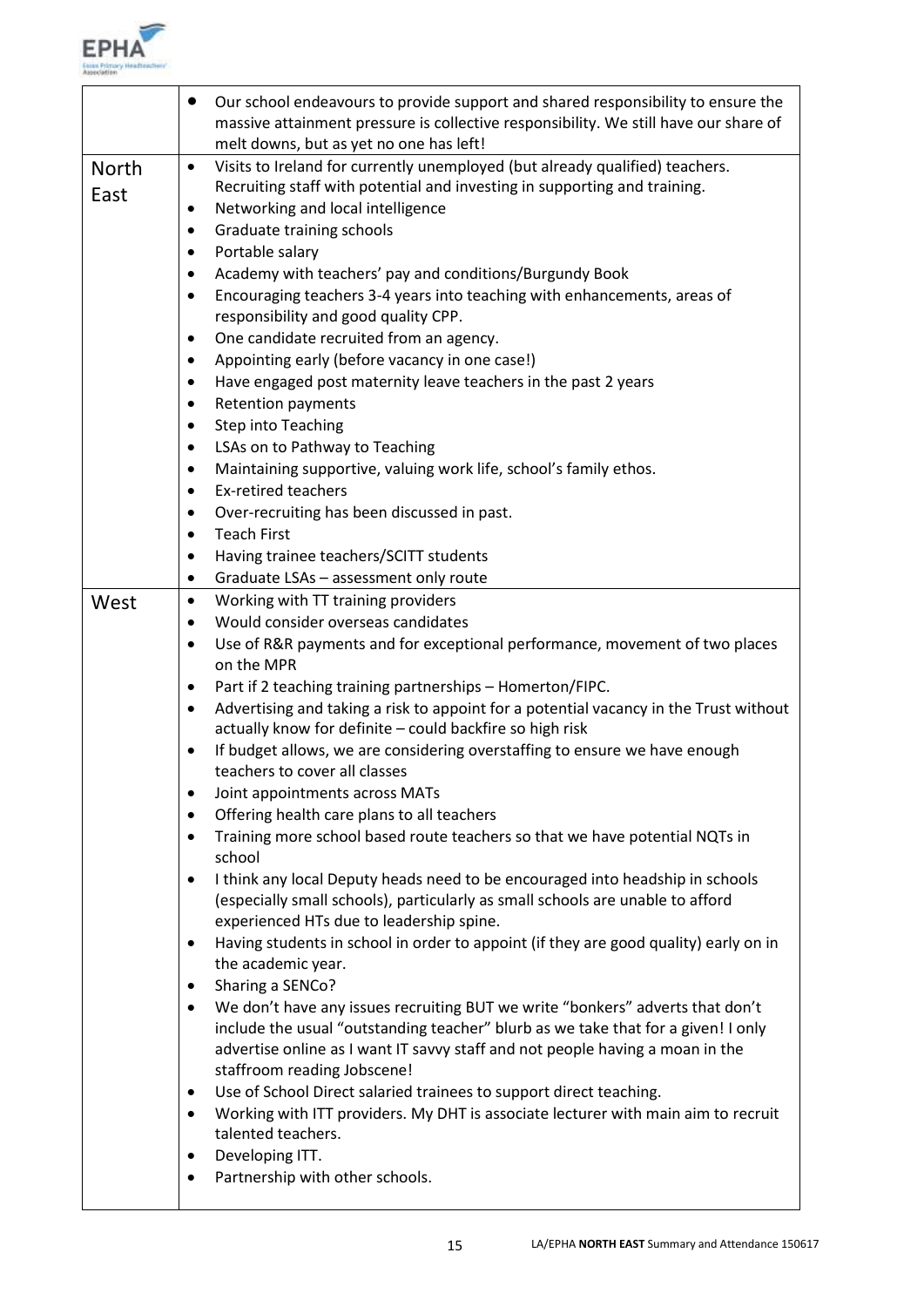| | |
|---|---|
| | • Our school endeavours to provide support and shared responsibility to ensure the massive attainment pressure is collective responsibility. We still have our share of melt downs, but as yet no one has left! |
| North East | • Visits to Ireland for currently unemployed (but already qualified) teachers. Recruiting staff with potential and investing in supporting and training.<br>• Networking and local intelligence<br>• Graduate training schools<br>• Portable salary<br>• Academy with teachers' pay and conditions/Burgundy Book<br>• Encouraging teachers 3-4 years into teaching with enhancements, areas of responsibility and good quality CPP.<br>• One candidate recruited from an agency.<br>• Appointing early (before vacancy in one case!)<br>• Have engaged post maternity leave teachers in the past 2 years<br>• Retention payments<br>• Step into Teaching<br>• LSAs on to Pathway to Teaching<br>• Maintaining supportive, valuing work life, school's family ethos.<br>• Ex-retired teachers<br>• Over-recruiting has been discussed in past.<br>• Teach First<br>• Having trainee teachers/SCITT students<br>• Graduate LSAs – assessment only route |
| West | • Working with TT training providers<br>• Would consider overseas candidates<br>• Use of R&R payments and for exceptional performance, movement of two places on the MPR<br>• Part if 2 teaching training partnerships – Homerton/FIPC.<br>• Advertising and taking a risk to appoint for a potential vacancy in the Trust without actually know for definite – could backfire so high risk<br>• If budget allows, we are considering overstaffing to ensure we have enough teachers to cover all classes<br>• Joint appointments across MATs<br>• Offering health care plans to all teachers<br>• Training more school based route teachers so that we have potential NQTs in school<br>• I think any local Deputy heads need to be encouraged into headship in schools (especially small schools), particularly as small schools are unable to afford experienced HTs due to leadership spine.<br>• Having students in school in order to appoint (if they are good quality) early on in the academic year.<br>• Sharing a SENCo?<br>• We don't have any issues recruiting BUT we write "bonkers" adverts that don't include the usual "outstanding teacher" blurb as we take that for a given! I only advertise online as I want IT savvy staff and not people having a moan in the staffroom reading Jobscene!<br>• Use of School Direct salaried trainees to support direct teaching.<br>• Working with ITT providers. My DHT is associate lecturer with main aim to recruit talented teachers.<br>• Developing ITT.<br>• Partnership with other schools. |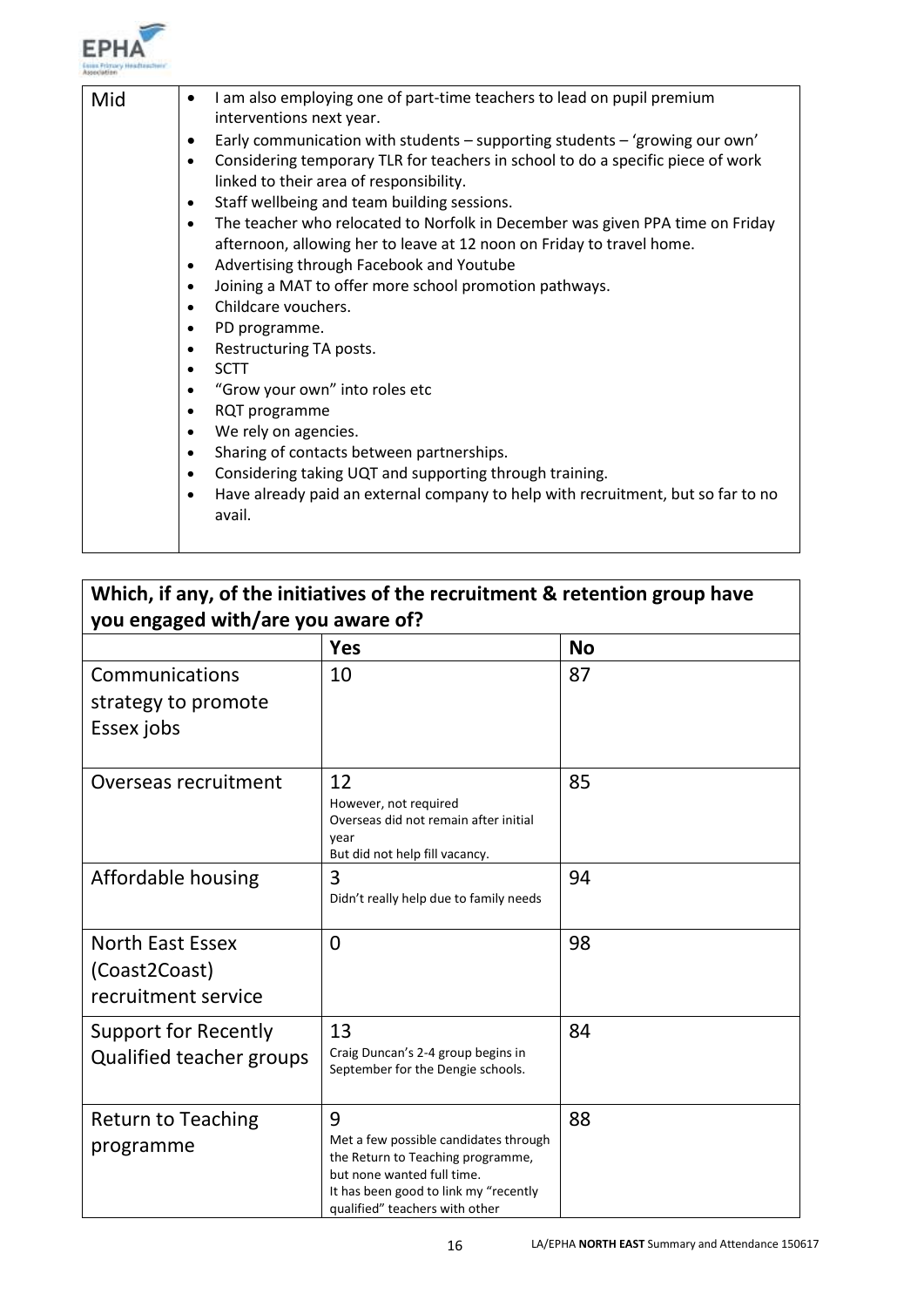| Mid | <ul><li>I am also employing one of part-time teachers to lead on pupil premium interventions next year.</li><li>Early communication with students – supporting students – 'growing our own'</li><li>Considering temporary TLR for teachers in school to do a specific piece of work linked to their area of responsibility.</li><li>Staff wellbeing and team building sessions.</li><li>The teacher who relocated to Norfolk in December was given PPA time on Friday afternoon, allowing her to leave at 12 noon on Friday to travel home.</li><li>Advertising through Facebook and Youtube</li><li>Joining a MAT to offer more school promotion pathways.</li><li>Childcare vouchers.</li><li>PD programme.</li><li>Restructuring TA posts.</li><li>SCTT</li><li>"Grow your own" into roles etc</li><li>RQT programme</li><li>We rely on agencies.</li><li>Sharing of contacts between partnerships.</li><li>Considering taking UQT and supporting through training.</li><li>Have already paid an external company to help with recruitment, but so far to no avail.</li></ul> |
|---|---|

**Which, if any, of the initiatives of the recruitment & retention group have you engaged with/are you aware of?**

| | Yes | No |
|---|---|---|
| Communications strategy to promote Essex jobs | 10 | 87 |
| Overseas recruitment | 12<br>However, not required<br>Overseas did not remain after initial year<br>But did not help fill vacancy. | 85 |
| Affordable housing | 3<br>Didn't really help due to family needs | 94 |
| North East Essex (Coast2Coast) recruitment service | 0 | 98 |
| Support for Recently Qualified teacher groups | 13<br>Craig Duncan's 2-4 group begins in September for the Dengie schools. | 84 |
| Return to Teaching programme | 9<br>Met a few possible candidates through the Return to Teaching programme, but none wanted full time.<br>It has been good to link my "recently qualified" teachers with other | 88 |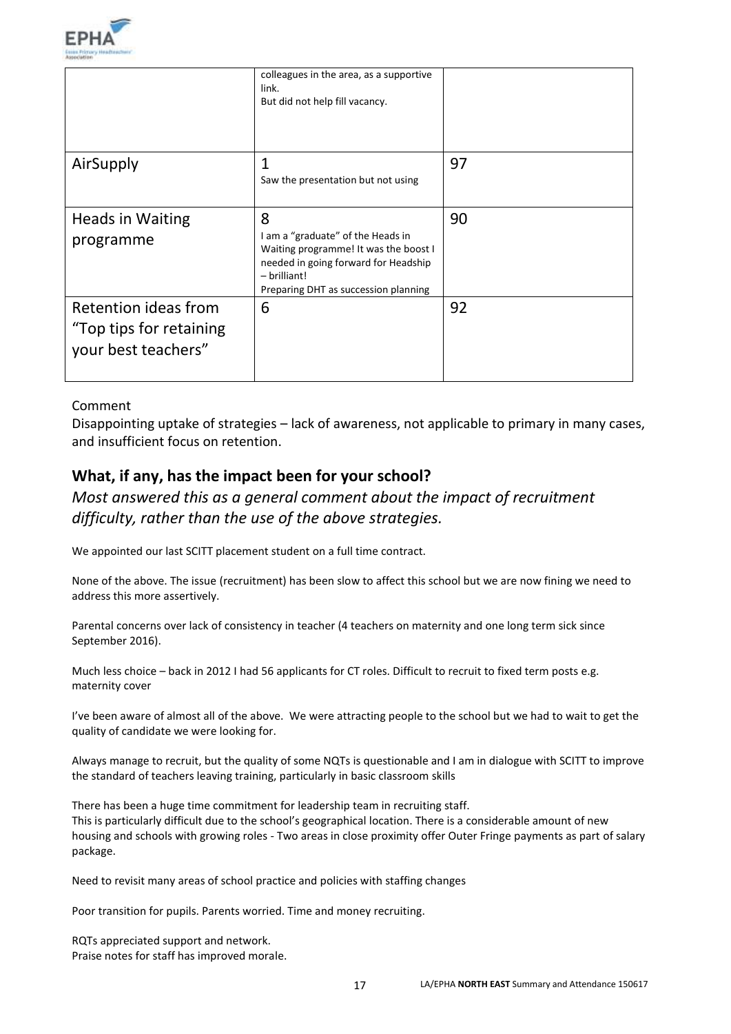| | | |
|---|---|---|
| | colleagues in the area, as a supportive link.<br>But did not help fill vacancy. | |
| AirSupply | 1<br>Saw the presentation but not using | 97 |
| Heads in Waiting programme | 8<br>I am a "graduate" of the Heads in Waiting programme! It was the boost I needed in going forward for Headship – brilliant!<br>Preparing DHT as succession planning | 90 |
| Retention ideas from "Top tips for retaining your best teachers" | 6 | 92 |

Comment

Disappointing uptake of strategies – lack of awareness, not applicable to primary in many cases, and insufficient focus on retention.

## What, if any, has the impact been for your school?

*Most answered this as a general comment about the impact of recruitment difficulty, rather than the use of the above strategies.*

We appointed our last SCITT placement student on a full time contract.

None of the above. The issue (recruitment) has been slow to affect this school but we are now fining we need to address this more assertively.

Parental concerns over lack of consistency in teacher (4 teachers on maternity and one long term sick since September 2016).

Much less choice – back in 2012 I had 56 applicants for CT roles. Difficult to recruit to fixed term posts e.g. maternity cover

I've been aware of almost all of the above. We were attracting people to the school but we had to wait to get the quality of candidate we were looking for.

Always manage to recruit, but the quality of some NQTs is questionable and I am in dialogue with SCITT to improve the standard of teachers leaving training, particularly in basic classroom skills

There has been a huge time commitment for leadership team in recruiting staff.
This is particularly difficult due to the school's geographical location. There is a considerable amount of new housing and schools with growing roles - Two areas in close proximity offer Outer Fringe payments as part of salary package.

Need to revisit many areas of school practice and policies with staffing changes

Poor transition for pupils. Parents worried. Time and money recruiting.

RQTs appreciated support and network.
Praise notes for staff has improved morale.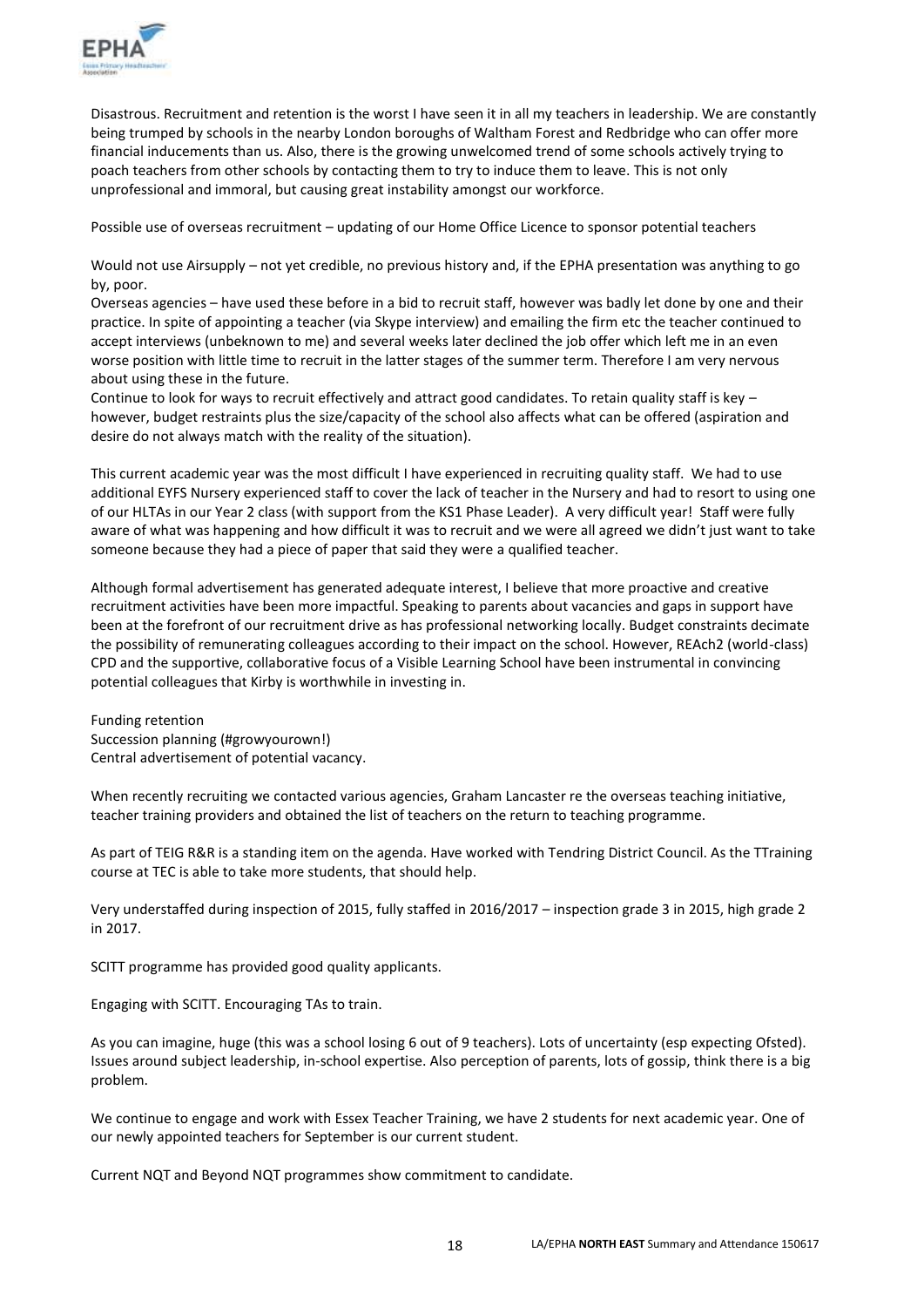Disastrous. Recruitment and retention is the worst I have seen it in all my teachers in leadership. We are constantly being trumped by schools in the nearby London boroughs of Waltham Forest and Redbridge who can offer more financial inducements than us. Also, there is the growing unwelcomed trend of some schools actively trying to poach teachers from other schools by contacting them to try to induce them to leave. This is not only unprofessional and immoral, but causing great instability amongst our workforce.

Possible use of overseas recruitment – updating of our Home Office Licence to sponsor potential teachers

Would not use Airsupply – not yet credible, no previous history and, if the EPHA presentation was anything to go by, poor.
Overseas agencies – have used these before in a bid to recruit staff, however was badly let done by one and their practice. In spite of appointing a teacher (via Skype interview) and emailing the firm etc the teacher continued to accept interviews (unbeknown to me) and several weeks later declined the job offer which left me in an even worse position with little time to recruit in the latter stages of the summer term. Therefore I am very nervous about using these in the future.
Continue to look for ways to recruit effectively and attract good candidates. To retain quality staff is key – however, budget restraints plus the size/capacity of the school also affects what can be offered (aspiration and desire do not always match with the reality of the situation).

This current academic year was the most difficult I have experienced in recruiting quality staff. We had to use additional EYFS Nursery experienced staff to cover the lack of teacher in the Nursery and had to resort to using one of our HLTAs in our Year 2 class (with support from the KS1 Phase Leader). A very difficult year! Staff were fully aware of what was happening and how difficult it was to recruit and we were all agreed we didn't just want to take someone because they had a piece of paper that said they were a qualified teacher.

Although formal advertisement has generated adequate interest, I believe that more proactive and creative recruitment activities have been more impactful. Speaking to parents about vacancies and gaps in support have been at the forefront of our recruitment drive as has professional networking locally. Budget constraints decimate the possibility of remunerating colleagues according to their impact on the school. However, REAch2 (world-class) CPD and the supportive, collaborative focus of a Visible Learning School have been instrumental in convincing potential colleagues that Kirby is worthwhile in investing in.

Funding retention
Succession planning (#growyourown!)
Central advertisement of potential vacancy.

When recently recruiting we contacted various agencies, Graham Lancaster re the overseas teaching initiative, teacher training providers and obtained the list of teachers on the return to teaching programme.

As part of TEIG R&R is a standing item on the agenda. Have worked with Tendring District Council. As the TTraining course at TEC is able to take more students, that should help.

Very understaffed during inspection of 2015, fully staffed in 2016/2017 – inspection grade 3 in 2015, high grade 2 in 2017.

SCITT programme has provided good quality applicants.

Engaging with SCITT. Encouraging TAs to train.

As you can imagine, huge (this was a school losing 6 out of 9 teachers). Lots of uncertainty (esp expecting Ofsted). Issues around subject leadership, in-school expertise. Also perception of parents, lots of gossip, think there is a big problem.

We continue to engage and work with Essex Teacher Training, we have 2 students for next academic year. One of our newly appointed teachers for September is our current student.

Current NQT and Beyond NQT programmes show commitment to candidate.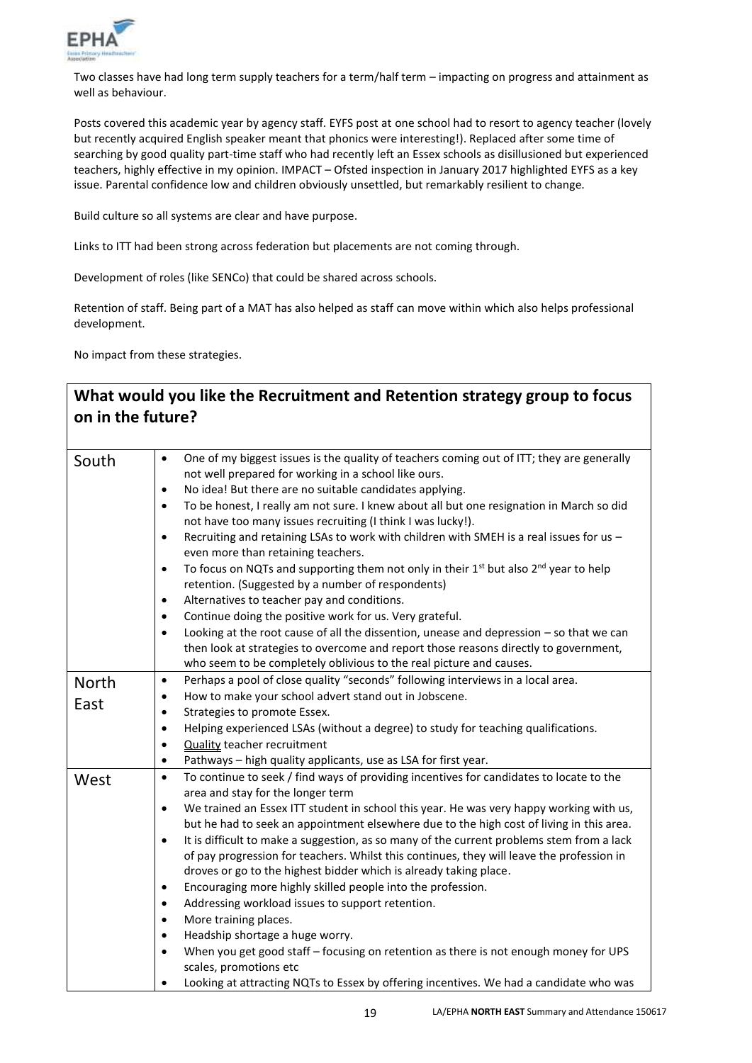Two classes have had long term supply teachers for a term/half term – impacting on progress and attainment as well as behaviour.

Posts covered this academic year by agency staff. EYFS post at one school had to resort to agency teacher (lovely but recently acquired English speaker meant that phonics were interesting!). Replaced after some time of searching by good quality part-time staff who had recently left an Essex schools as disillusioned but experienced teachers, highly effective in my opinion. IMPACT – Ofsted inspection in January 2017 highlighted EYFS as a key issue. Parental confidence low and children obviously unsettled, but remarkably resilient to change.

Build culture so all systems are clear and have purpose.

Links to ITT had been strong across federation but placements are not coming through.

Development of roles (like SENCo) that could be shared across schools.

Retention of staff. Being part of a MAT has also helped as staff can move within which also helps professional development.

No impact from these strategies.

## What would you like the Recruitment and Retention strategy group to focus on in the future?

| | |
|---|---|
| South | • One of my biggest issues is the quality of teachers coming out of ITT; they are generally not well prepared for working in a school like ours.<br>• No idea! But there are no suitable candidates applying.<br>• To be honest, I really am not sure. I knew about all but one resignation in March so did not have too many issues recruiting (I think I was lucky!).<br>• Recruiting and retaining LSAs to work with children with SMEH is a real issues for us – even more than retaining teachers.<br>• To focus on NQTs and supporting them not only in their 1st but also 2nd year to help retention. (Suggested by a number of respondents)<br>• Alternatives to teacher pay and conditions.<br>• Continue doing the positive work for us. Very grateful.<br>• Looking at the root cause of all the dissention, unease and depression – so that we can then look at strategies to overcome and report those reasons directly to government, who seem to be completely oblivious to the real picture and causes. |
| North East | • Perhaps a pool of close quality "seconds" following interviews in a local area.<br>• How to make your school advert stand out in Jobscene.<br>• Strategies to promote Essex.<br>• Helping experienced LSAs (without a degree) to study for teaching qualifications.<br>• Quality teacher recruitment<br>• Pathways – high quality applicants, use as LSA for first year. |
| West | • To continue to seek / find ways of providing incentives for candidates to locate to the area and stay for the longer term<br>• We trained an Essex ITT student in school this year. He was very happy working with us, but he had to seek an appointment elsewhere due to the high cost of living in this area.<br>• It is difficult to make a suggestion, as so many of the current problems stem from a lack of pay progression for teachers. Whilst this continues, they will leave the profession in droves or go to the highest bidder which is already taking place.<br>• Encouraging more highly skilled people into the profession.<br>• Addressing workload issues to support retention.<br>• More training places.<br>• Headship shortage a huge worry.<br>• When you get good staff – focusing on retention as there is not enough money for UPS scales, promotions etc<br>• Looking at attracting NQTs to Essex by offering incentives. We had a candidate who was |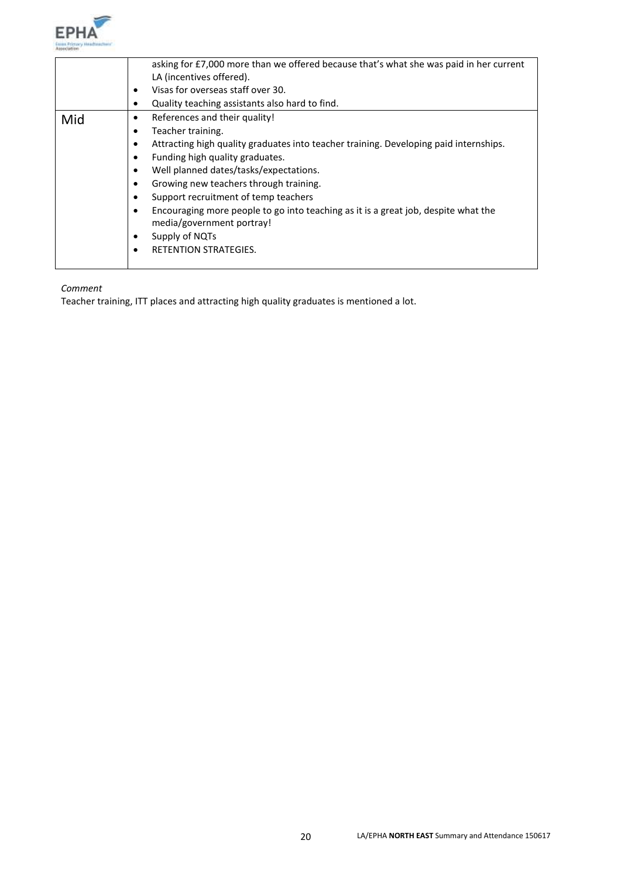| | |
|---|---|
| | asking for £7,000 more than we offered because that's what she was paid in her current LA (incentives offered).<br>• Visas for overseas staff over 30.<br>• Quality teaching assistants also hard to find. |
| Mid | • References and their quality!<br>• Teacher training.<br>• Attracting high quality graduates into teacher training. Developing paid internships.<br>• Funding high quality graduates.<br>• Well planned dates/tasks/expectations.<br>• Growing new teachers through training.<br>• Support recruitment of temp teachers<br>• Encouraging more people to go into teaching as it is a great job, despite what the media/government portray!<br>• Supply of NQTs<br>• RETENTION STRATEGIES. |

*Comment*

Teacher training, ITT places and attracting high quality graduates is mentioned a lot.